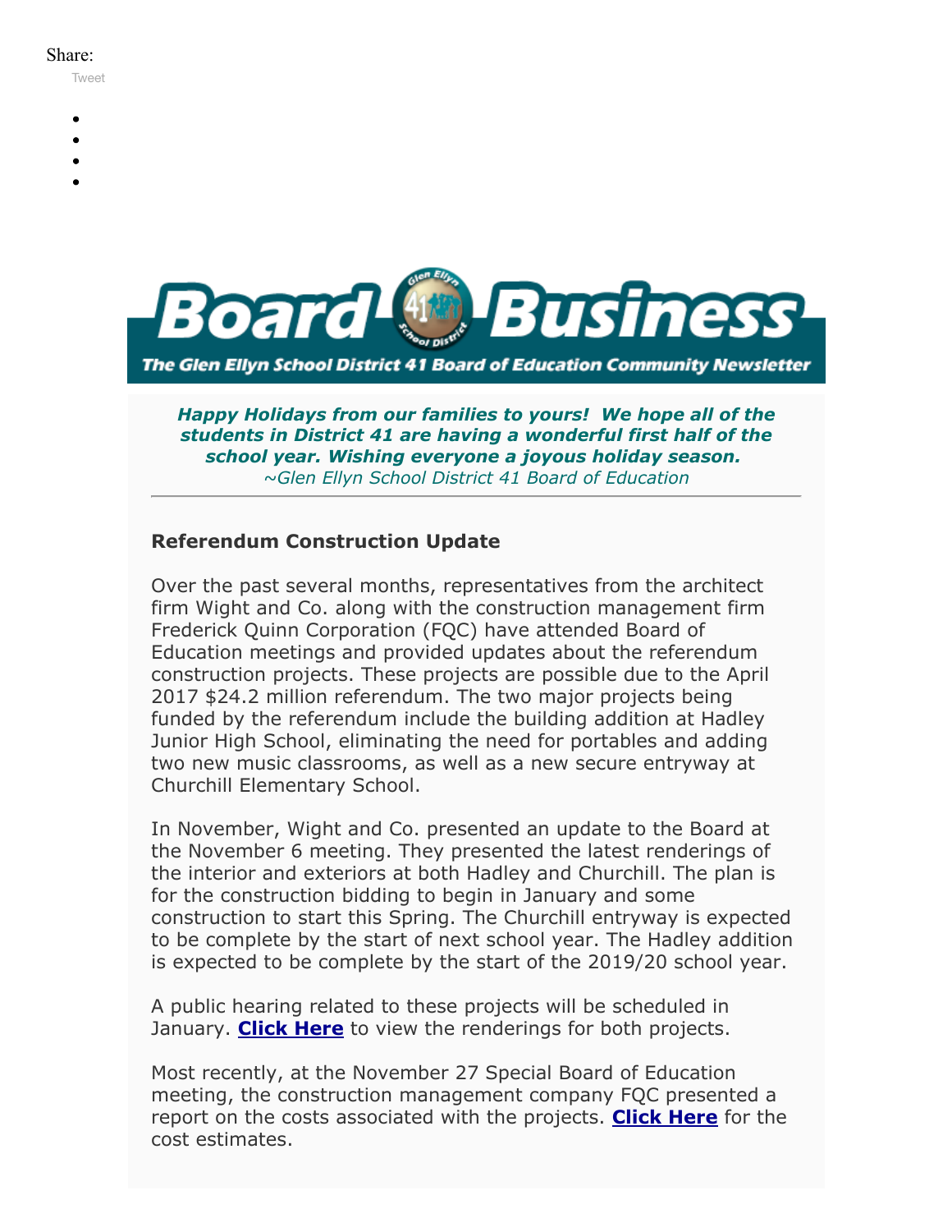Share:

Tweet

# Board Business

The Glen Ellyn School District 41 Board of Education Community Newsletter

***Happy Holidays from our families to yours! We hope all of the students in District 41 are having a wonderful first half of the school year. Wishing everyone a joyous holiday season.***
*~Glen Ellyn School District 41 Board of Education*

---

**Referendum Construction Update**

Over the past several months, representatives from the architect firm Wight and Co. along with the construction management firm Frederick Quinn Corporation (FQC) have attended Board of Education meetings and provided updates about the referendum construction projects. These projects are possible due to the April 2017 $24.2 million referendum. The two major projects being funded by the referendum include the building addition at Hadley Junior High School, eliminating the need for portables and adding two new music classrooms, as well as a new secure entryway at Churchill Elementary School.

In November, Wight and Co. presented an update to the Board at the November 6 meeting. They presented the latest renderings of the interior and exteriors at both Hadley and Churchill. The plan is for the construction bidding to begin in January and some construction to start this Spring. The Churchill entryway is expected to be complete by the start of next school year. The Hadley addition is expected to be complete by the start of the 2019/20 school year.

A public hearing related to these projects will be scheduled in January. **Click Here** to view the renderings for both projects.

Most recently, at the November 27 Special Board of Education meeting, the construction management company FQC presented a report on the costs associated with the projects. **Click Here** for the cost estimates.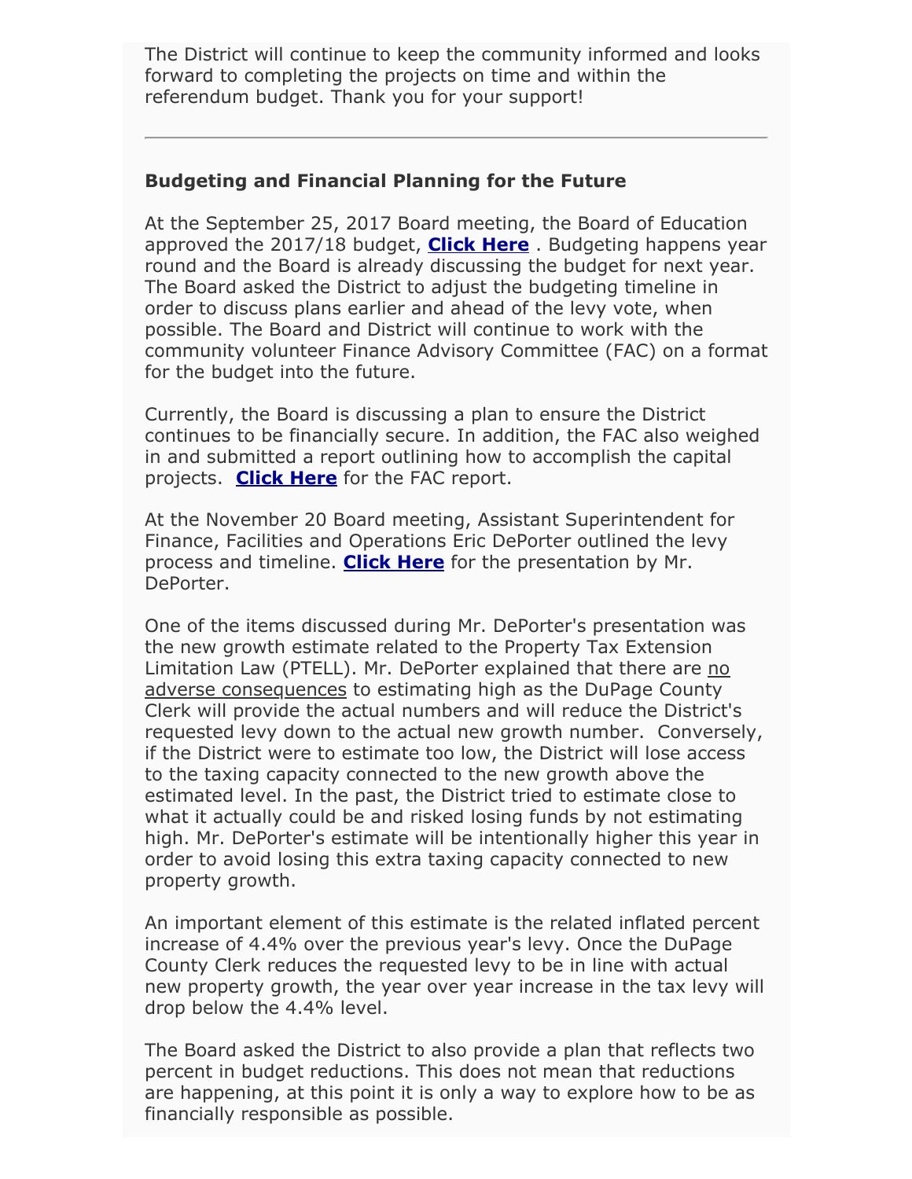The District will continue to keep the community informed and looks forward to completing the projects on time and within the referendum budget. Thank you for your support!

---

### Budgeting and Financial Planning for the Future

At the September 25, 2017 Board meeting, the Board of Education approved the 2017/18 budget, **Click Here** . Budgeting happens year round and the Board is already discussing the budget for next year. The Board asked the District to adjust the budgeting timeline in order to discuss plans earlier and ahead of the levy vote, when possible. The Board and District will continue to work with the community volunteer Finance Advisory Committee (FAC) on a format for the budget into the future.

Currently, the Board is discussing a plan to ensure the District continues to be financially secure. In addition, the FAC also weighed in and submitted a report outlining how to accomplish the capital projects. **Click Here** for the FAC report.

At the November 20 Board meeting, Assistant Superintendent for Finance, Facilities and Operations Eric DePorter outlined the levy process and timeline. **Click Here** for the presentation by Mr. DePorter.

One of the items discussed during Mr. DePorter's presentation was the new growth estimate related to the Property Tax Extension Limitation Law (PTELL). Mr. DePorter explained that there are no adverse consequences to estimating high as the DuPage County Clerk will provide the actual numbers and will reduce the District's requested levy down to the actual new growth number. Conversely, if the District were to estimate too low, the District will lose access to the taxing capacity connected to the new growth above the estimated level. In the past, the District tried to estimate close to what it actually could be and risked losing funds by not estimating high. Mr. DePorter's estimate will be intentionally higher this year in order to avoid losing this extra taxing capacity connected to new property growth.

An important element of this estimate is the related inflated percent increase of 4.4% over the previous year's levy. Once the DuPage County Clerk reduces the requested levy to be in line with actual new property growth, the year over year increase in the tax levy will drop below the 4.4% level.

The Board asked the District to also provide a plan that reflects two percent in budget reductions. This does not mean that reductions are happening, at this point it is only a way to explore how to be as financially responsible as possible.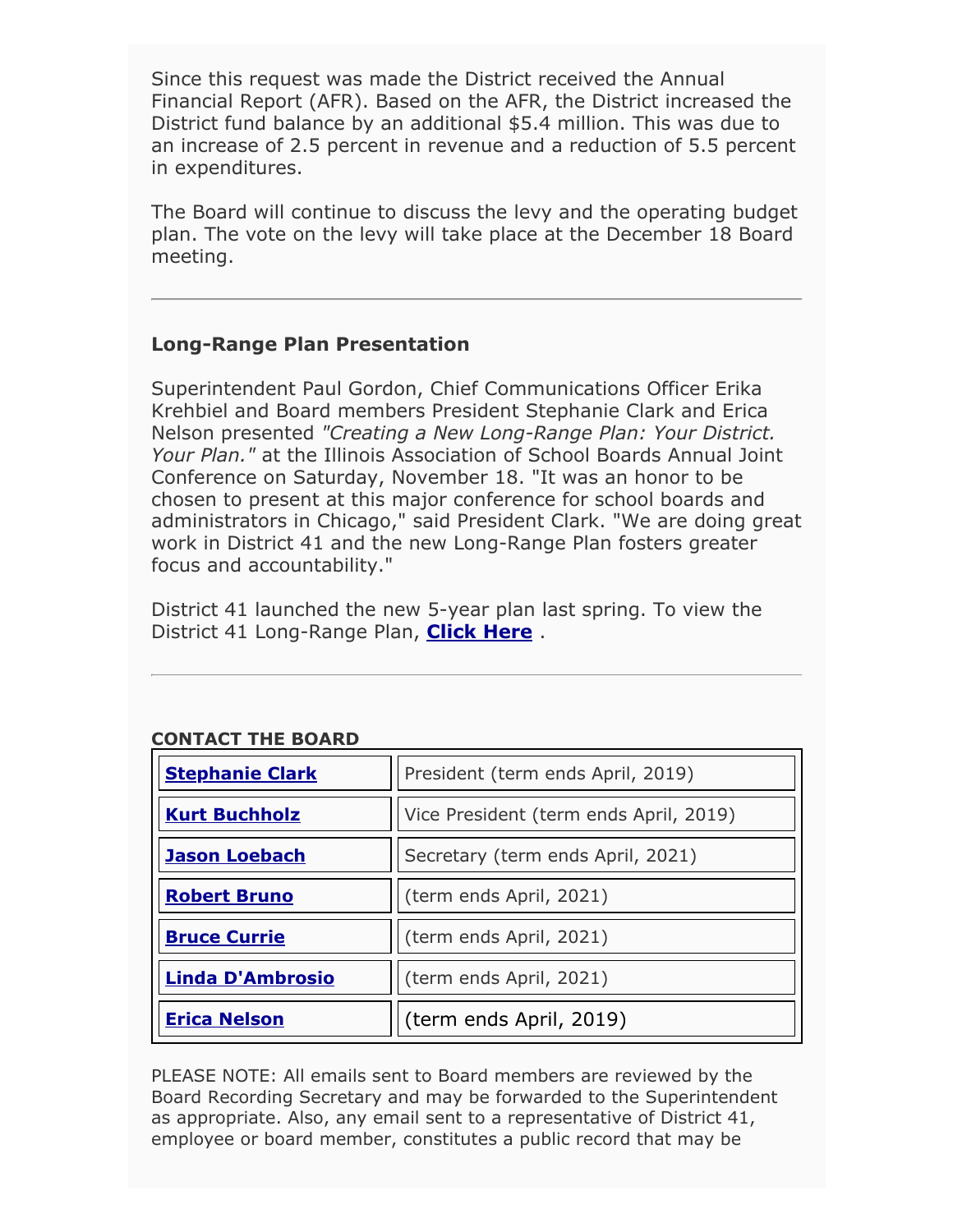Since this request was made the District received the Annual Financial Report (AFR). Based on the AFR, the District increased the District fund balance by an additional $5.4 million. This was due to an increase of 2.5 percent in revenue and a reduction of 5.5 percent in expenditures.

The Board will continue to discuss the levy and the operating budget plan. The vote on the levy will take place at the December 18 Board meeting.

---

### Long-Range Plan Presentation

Superintendent Paul Gordon, Chief Communications Officer Erika Krehbiel and Board members President Stephanie Clark and Erica Nelson presented *"Creating a New Long-Range Plan: Your District. Your Plan."* at the Illinois Association of School Boards Annual Joint Conference on Saturday, November 18. "It was an honor to be chosen to present at this major conference for school boards and administrators in Chicago," said President Clark. "We are doing great work in District 41 and the new Long-Range Plan fosters greater focus and accountability."

District 41 launched the new 5-year plan last spring. To view the District 41 Long-Range Plan, **Click Here** .

---

**CONTACT THE BOARD**

| | |
|---|---|
| **Stephanie Clark** | President (term ends April, 2019) |
| **Kurt Buchholz** | Vice President (term ends April, 2019) |
| **Jason Loebach** | Secretary (term ends April, 2021) |
| **Robert Bruno** | (term ends April, 2021) |
| **Bruce Currie** | (term ends April, 2021) |
| **Linda D'Ambrosio** | (term ends April, 2021) |
| **Erica Nelson** | (term ends April, 2019) |

PLEASE NOTE: All emails sent to Board members are reviewed by the Board Recording Secretary and may be forwarded to the Superintendent as appropriate. Also, any email sent to a representative of District 41, employee or board member, constitutes a public record that may be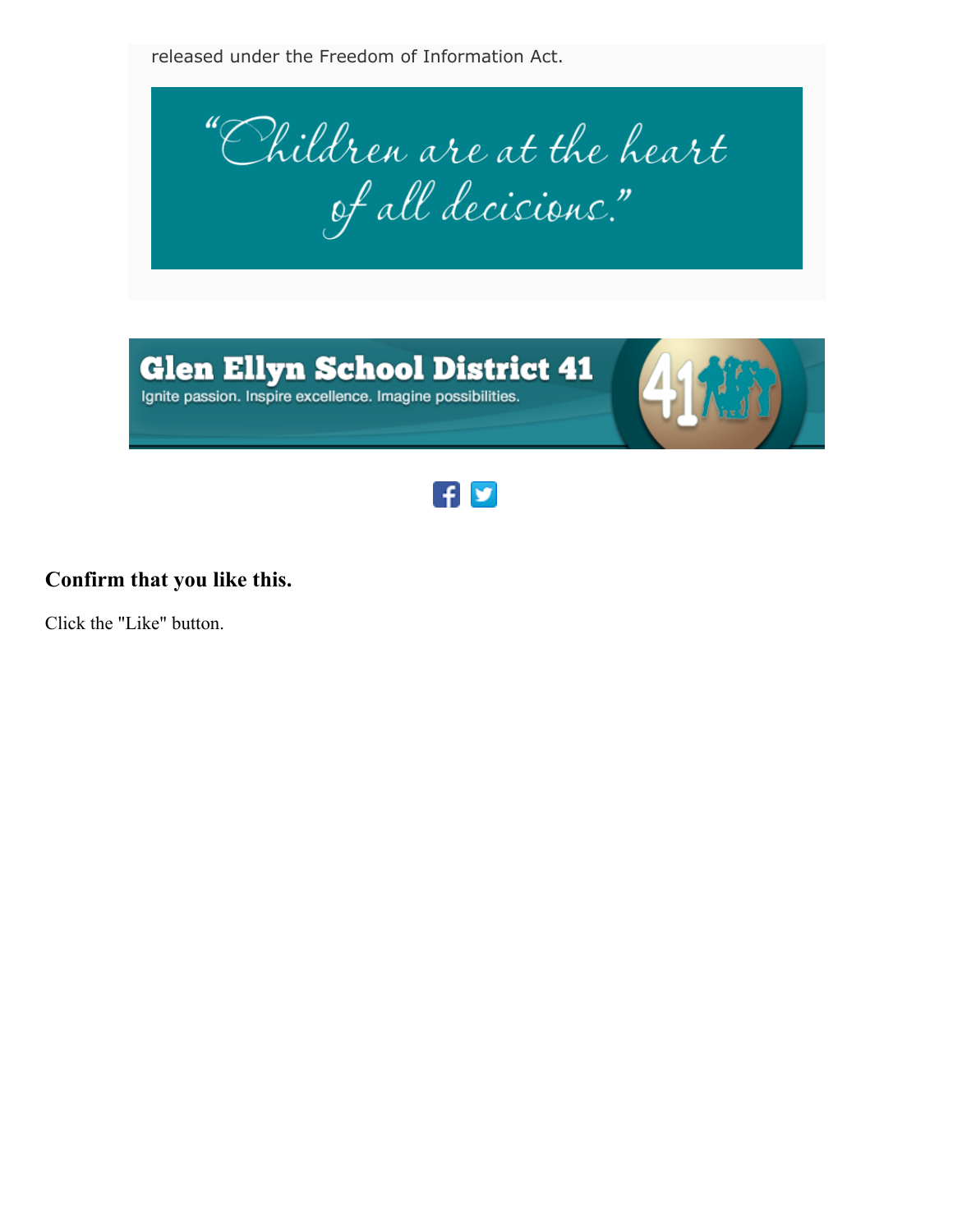released under the Freedom of Information Act.

"Children are at the heart of all decisions."

Glen Ellyn School District 41

Ignite passion. Inspire excellence. Imagine possibilities.

## Confirm that you like this.

Click the "Like" button.